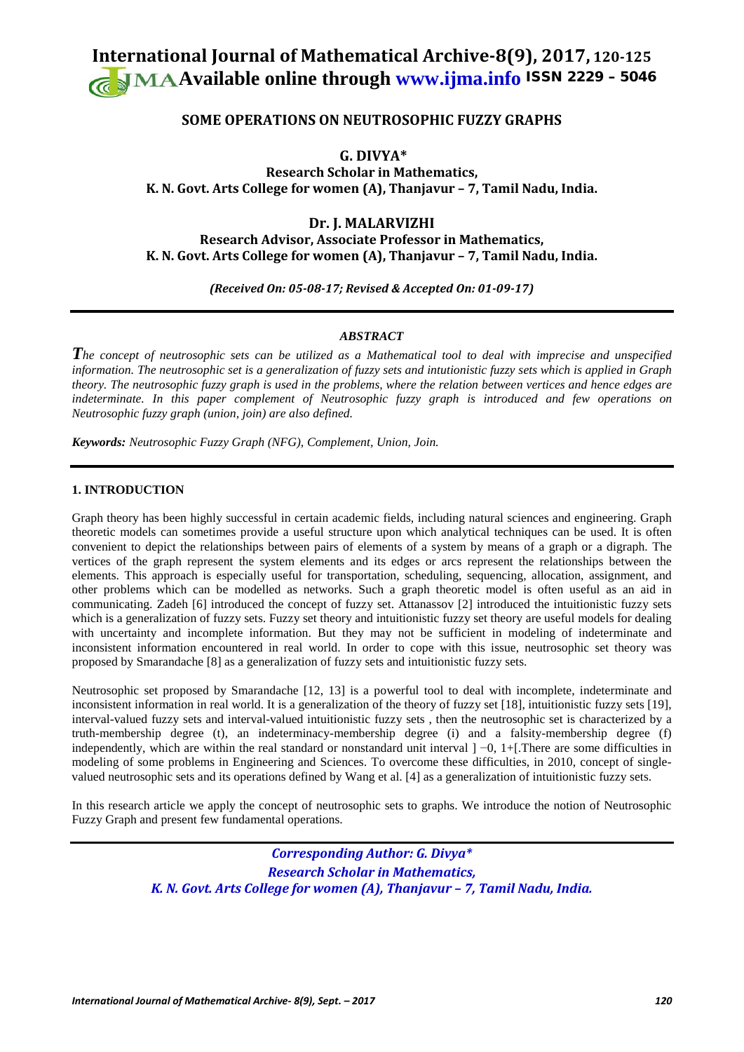# SOME OPERATIONS ON NEUTROSOPHIC FUZZY GRAPHS

**G. DIVYA***
**Research Scholar in Mathematics,**
**K. N. Govt. Arts College for women (A), Thanjavur – 7, Tamil Nadu, India.**

**Dr. J. MALARVIZHI**
**Research Advisor, Associate Professor in Mathematics,**
**K. N. Govt. Arts College for women (A), Thanjavur – 7, Tamil Nadu, India.**

*(Received On: 05-08-17; Revised & Accepted On: 01-09-17)*

---

### *ABSTRACT*

*The concept of neutrosophic sets can be utilized as a Mathematical tool to deal with imprecise and unspecified information. The neutrosophic set is a generalization of fuzzy sets and intutionistic fuzzy sets which is applied in Graph theory. The neutrosophic fuzzy graph is used in the problems, where the relation between vertices and hence edges are indeterminate. In this paper complement of Neutrosophic fuzzy graph is introduced and few operations on Neutrosophic fuzzy graph (union, join) are also defined.*

***Keywords:*** *Neutrosophic Fuzzy Graph (NFG), Complement, Union, Join.*

---

## 1. INTRODUCTION

Graph theory has been highly successful in certain academic fields, including natural sciences and engineering. Graph theoretic models can sometimes provide a useful structure upon which analytical techniques can be used. It is often convenient to depict the relationships between pairs of elements of a system by means of a graph or a digraph. The vertices of the graph represent the system elements and its edges or arcs represent the relationships between the elements. This approach is especially useful for transportation, scheduling, sequencing, allocation, assignment, and other problems which can be modelled as networks. Such a graph theoretic model is often useful as an aid in communicating. Zadeh [6] introduced the concept of fuzzy set. Attanassov [2] introduced the intuitionistic fuzzy sets which is a generalization of fuzzy sets. Fuzzy set theory and intuitionistic fuzzy set theory are useful models for dealing with uncertainty and incomplete information. But they may not be sufficient in modeling of indeterminate and inconsistent information encountered in real world. In order to cope with this issue, neutrosophic set theory was proposed by Smarandache [8] as a generalization of fuzzy sets and intuitionistic fuzzy sets.

Neutrosophic set proposed by Smarandache [12, 13] is a powerful tool to deal with incomplete, indeterminate and inconsistent information in real world. It is a generalization of the theory of fuzzy set [18], intuitionistic fuzzy sets [19], interval-valued fuzzy sets and interval-valued intuitionistic fuzzy sets , then the neutrosophic set is characterized by a truth-membership degree (t), an indeterminacy-membership degree (i) and a falsity-membership degree (f) independently, which are within the real standard or nonstandard unit interval ] −0, 1+[.There are some difficulties in modeling of some problems in Engineering and Sciences. To overcome these difficulties, in 2010, concept of single-valued neutrosophic sets and its operations defined by Wang et al. [4] as a generalization of intuitionistic fuzzy sets.

In this research article we apply the concept of neutrosophic sets to graphs. We introduce the notion of Neutrosophic Fuzzy Graph and present few fundamental operations.

---

***Corresponding Author: G. Divya****
***Research Scholar in Mathematics,***
***K. N. Govt. Arts College for women (A), Thanjavur – 7, Tamil Nadu, India.***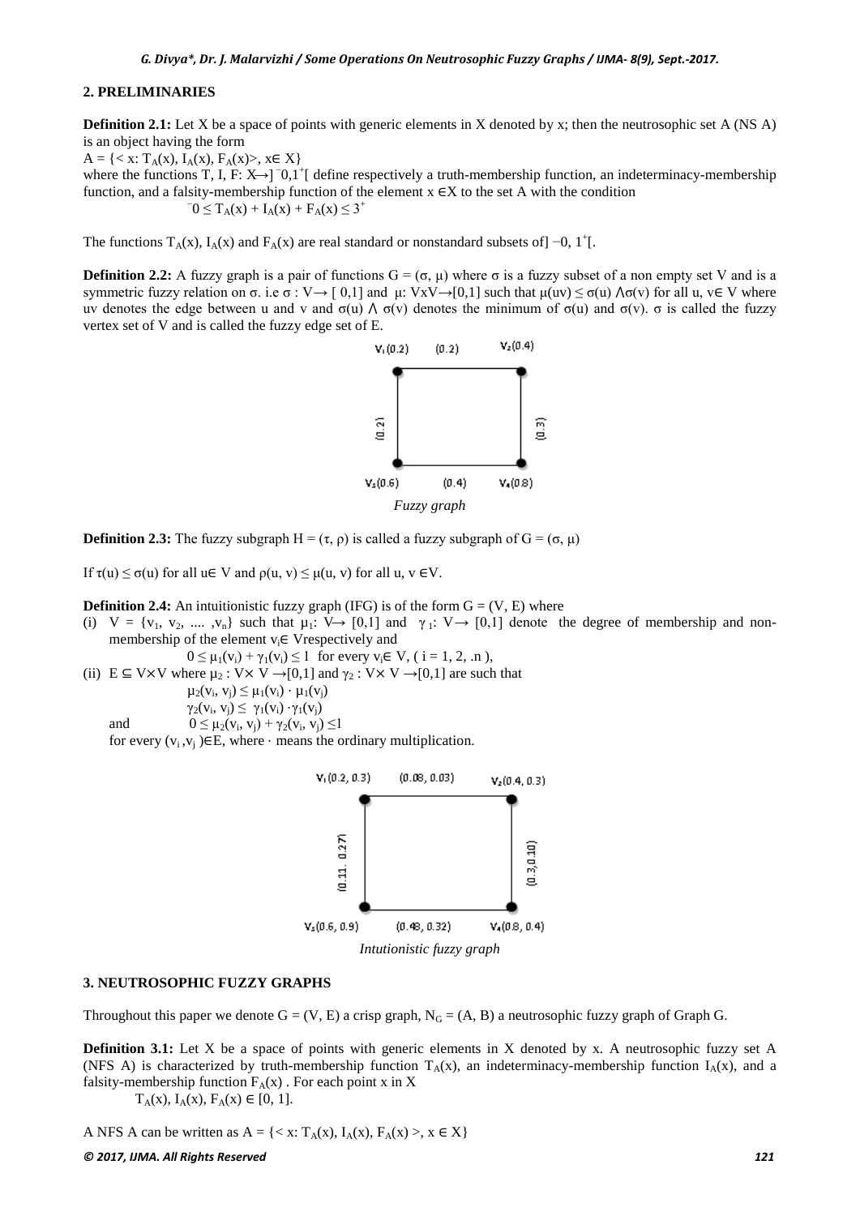## 2. PRELIMINARIES

**Definition 2.1:** Let X be a space of points with generic elements in X denoted by x; then the neutrosophic set A (NS A) is an object having the form

$A = \{< x: T_A(x), I_A(x), F_A(x)>, x\in X\}$

where the functions T, I, F: $X \to ]^{-}0,1^{+}[$ define respectively a truth-membership function, an indeterminacy-membership function, and a falsity-membership function of the element $x \in X$ to the set A with the condition

$$^{-}0 \leq T_A(x) + I_A(x) + F_A(x) \leq 3^{+}$$

The functions $T_A(x)$, $I_A(x)$ and $F_A(x)$ are real standard or nonstandard subsets of$] -0, 1^{+}[$.

**Definition 2.2:** A fuzzy graph is a pair of functions $G = (\sigma, \mu)$ where σ is a fuzzy subset of a non empty set V and is a symmetric fuzzy relation on σ. i.e $\sigma : V\to [\,0,1]$ and $\mu: V\mathrm{x}V\to[0,1]$ such that $\mu(uv) \leq \sigma(u) \wedge \sigma(v)$ for all u, v∈ V where uv denotes the edge between u and v and $\sigma(u) \wedge \sigma(v)$ denotes the minimum of σ(u) and σ(v). σ is called the fuzzy vertex set of V and is called the fuzzy edge set of E.

*Fuzzy graph*

**Definition 2.3:** The fuzzy subgraph $H = (\tau, \rho)$ is called a fuzzy subgraph of $G = (\sigma, \mu)$

If $\tau(u) \leq \sigma(u)$ for all u∈ V and $\rho(u, v) \leq \mu(u, v)$ for all u, v ∈V.

**Definition 2.4:** An intuitionistic fuzzy graph (IFG) is of the form G = (V, E) where

(i) $V = \{v_1, v_2, \dots, v_n\}$ such that $\mu_1: V\to [0,1]$ and $\gamma_1: V\to [0,1]$ denote the degree of membership and non-membership of the element $v_i\in$ Vrespectively and

$$0 \leq \mu_1(v_i) + \gamma_1(v_i) \leq 1 \text{ for every } v_i\in V, ( i = 1, 2, .n ),$$

(ii) $E \subseteq V\times V$ where $\mu_2 : V\times V \to[0,1]$ and $\gamma_2 : V\times V \to[0,1]$ are such that

$$\mu_2(v_i, v_j) \leq \mu_1(v_i) \cdot \mu_1(v_j)$$
$$\gamma_2(v_i, v_j) \leq \gamma_1(v_i) \cdot\gamma_1(v_j)$$
and $$0 \leq \mu_2(v_i, v_j) + \gamma_2(v_i, v_j) \leq 1$$

for every $(v_i, v_j) \in E$, where · means the ordinary multiplication.

*Intutionistic fuzzy graph*

## 3. NEUTROSOPHIC FUZZY GRAPHS

Throughout this paper we denote G = (V, E) a crisp graph, $N_G = (A, B)$ a neutrosophic fuzzy graph of Graph G.

**Definition 3.1:** Let X be a space of points with generic elements in X denoted by x. A neutrosophic fuzzy set A (NFS A) is characterized by truth-membership function $T_A(x)$, an indeterminacy-membership function $I_A(x)$, and a falsity-membership function $F_A(x)$ . For each point x in X

$T_A(x), I_A(x), F_A(x) \in [0, 1]$.

A NFS A can be written as $A = \{< x: T_A(x), I_A(x), F_A(x) >, x \in X\}$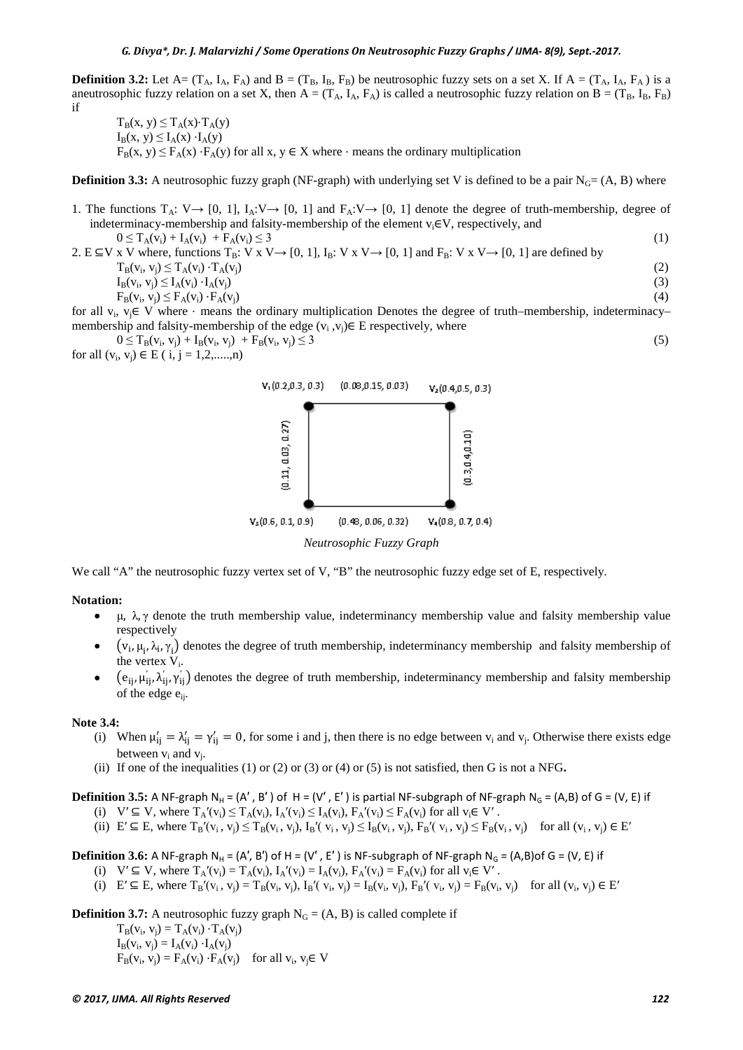**Definition 3.2:** Let A= $(T_A, I_A, F_A)$ and B = $(T_B, I_B, F_B)$ be neutrosophic fuzzy sets on a set X. If A = $(T_A, I_A, F_A)$ is a aneutrosophic fuzzy relation on a set X, then A = $(T_A, I_A, F_A)$ is called a neutrosophic fuzzy relation on B = $(T_B, I_B, F_B)$ if

$$T_B(x, y) \le T_A(x)\cdot T_A(y)$$
$$I_B(x, y) \le I_A(x) \cdot I_A(y)$$
$$F_B(x, y) \le F_A(x) \cdot F_A(y)$$ for all x, y ∈ X where · means the ordinary multiplication

**Definition 3.3:** A neutrosophic fuzzy graph (NF-graph) with underlying set V is defined to be a pair $N_G$= (A, B) where

1. The functions $T_A$: V→ [0, 1], $I_A$:V→ [0, 1] and $F_A$:V→ [0, 1] denote the degree of truth-membership, degree of indeterminacy-membership and falsity-membership of the element $v_i$∈V, respectively, and

$$0 \le T_A(v_i) + I_A(v_i) + F_A(v_i) \le 3 \tag{1}$$

2. E ⊆V x V where, functions $T_B$: V x V→ [0, 1], $I_B$: V x V→ [0, 1] and $F_B$: V x V→ [0, 1] are defined by

$$T_B(v_i, v_j) \le T_A(v_i) \cdot T_A(v_j) \tag{2}$$
$$I_B(v_i, v_j) \le I_A(v_i) \cdot I_A(v_j) \tag{3}$$
$$F_B(v_i, v_j) \le F_A(v_i) \cdot F_A(v_j) \tag{4}$$

for all $v_i$, $v_j$∈ V where · means the ordinary multiplication Denotes the degree of truth–membership, indeterminacy–membership and falsity-membership of the edge $(v_i, v_j)$∈ E respectively, where

$$0 \le T_B(v_i, v_j) + I_B(v_i, v_j) + F_B(v_i, v_j) \le 3 \tag{5}$$

for all $(v_i, v_j)$ ∈ E ( i, j = 1,2,.....,n)

$V_1$(0.2,0.3, 0.3) (0.08,0.15, 0.03) $V_2$(0.4,0.5, 0.3)

(0.11, 0.03, 0.27) (0.3,0.04,0.10)

$V_3$(0.6, 0.1, 0.9) (0.48, 0.06, 0.32) $V_4$(0.8, 0.7, 0.4)

*Neutrosophic Fuzzy Graph*

We call "A" the neutrosophic fuzzy vertex set of V, "B" the neutrosophic fuzzy edge set of E, respectively.

**Notation:**

- μ, λ, γ denote the truth membership value, indeterminancy membership value and falsity membership value respectively
- $(v_i, \mu_i, \lambda_i, \gamma_i)$ denotes the degree of truth membership, indeterminancy membership and falsity membership of the vertex $V_i$.
- $(e_{ij}, \mu'_{ij}, \lambda'_{ij}, \gamma'_{ij})$ denotes the degree of truth membership, indeterminancy membership and falsity membership of the edge $e_{ij}$.

**Note 3.4:**

(i) When $\mu'_{ij} = \lambda'_{ij} = \gamma'_{ij} = 0$, for some i and j, then there is no edge between $v_i$ and $v_j$. Otherwise there exists edge between $v_i$ and $v_j$.

(ii) If one of the inequalities (1) or (2) or (3) or (4) or (5) is not satisfied, then G is not a NFG**.**

**Definition 3.5:** A NF-graph $N_H$ = (A′ , B′ ) of H = (V′ , E′ ) is partial NF-subgraph of NF-graph $N_G$ = (A,B) of G = (V, E) if

(i) V′ ⊆ V, where $T_A'(v_i) \le T_A(v_i)$, $I_A'(v_i) \le I_A(v_i)$, $F_A'(v_i) \le F_A(v_i)$ for all $v_i$∈ V′ .

(ii) E′ ⊆ E, where $T_B'(v_i, v_j) \le T_B(v_i, v_j)$, $I_B'(v_i, v_j) \le I_B(v_i, v_j)$, $F_B'(v_i, v_j) \le F_B(v_i, v_j)$ for all $(v_i, v_j)$ ∈ E′

**Definition 3.6:** A NF-graph $N_H$ = (A′, B′) of H = (V′ , E′ ) is NF-subgraph of NF-graph $N_G$ = (A,B)of G = (V, E) if

(i) V′ ⊆ V, where $T_A'(v_i) = T_A(v_i)$, $I_A'(v_i) = I_A(v_i)$, $F_A'(v_i) = F_A(v_i)$ for all $v_i$∈ V′ .

(i) E′ ⊆ E, where $T_B'(v_i, v_j) = T_B(v_i, v_j)$, $I_B'(v_i, v_j) = I_B(v_i, v_j)$, $F_B'(v_i, v_j) = F_B(v_i, v_j)$ for all $(v_i, v_j)$ ∈ E′

**Definition 3.7:** A neutrosophic fuzzy graph $N_G$ = (A, B) is called complete if

$$T_B(v_i, v_j) = T_A(v_i) \cdot T_A(v_j)$$
$$I_B(v_i, v_j) = I_A(v_i) \cdot I_A(v_j)$$
$$F_B(v_i, v_j) = F_A(v_i) \cdot F_A(v_j)$$ for all $v_i$, $v_j$∈ V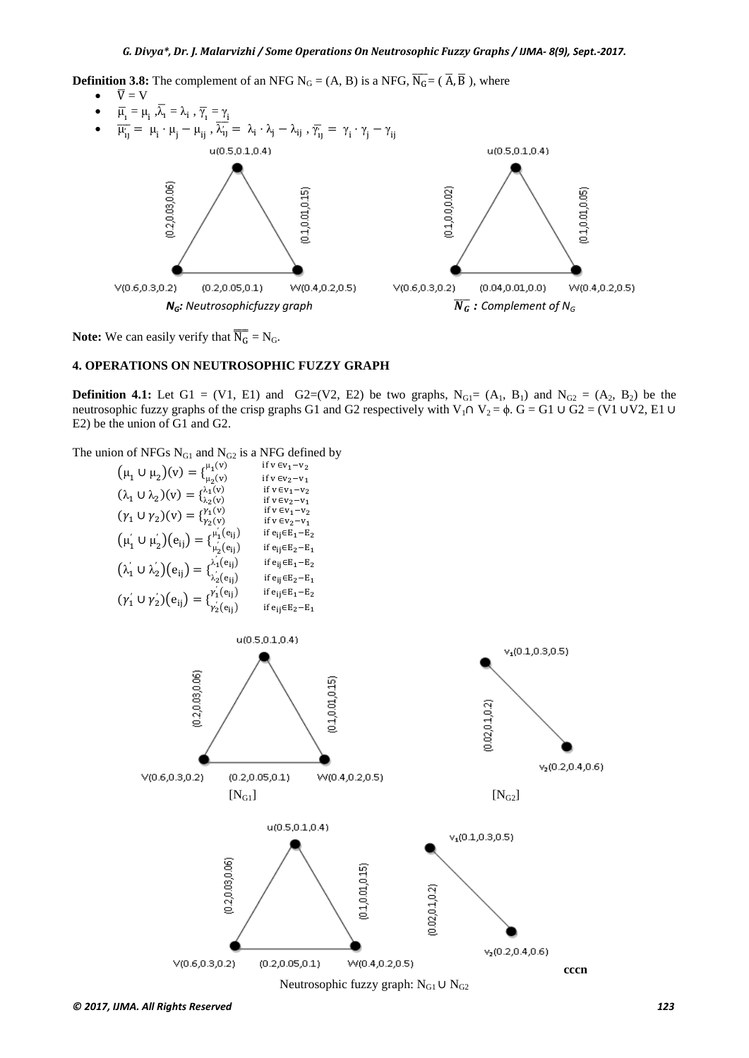**Definition 3.8:** The complement of an NFG $N_G = (A, B)$ is a NFG, $\overline{N_G} = (\overline{A}, \overline{B})$, where

- $\overline{V} = V$
- $\overline{\mu_i} = \mu_i$, $\overline{\lambda_i} = \lambda_i$, $\overline{\gamma_i} = \gamma_i$
- $\overline{\mu'_{ij}} = \mu_i \cdot \mu_j - \mu_{ij}$, $\overline{\lambda'_{ij}} = \lambda_i \cdot \lambda_j - \lambda_{ij}$, $\overline{\gamma'_{ij}} = \gamma_i \cdot \gamma_j - \gamma_{ij}$

u(0.5,0.1,0.4) (0.2,0.03,0.06) (0.1,0.01,0.15) V(0.6,0.3,0.2) (0.2,0.05,0.1) W(0.4,0.2,0.5)

u(0.5,0.1,0.4) (0.1,0.0,0.02) (0.1,0.01,0.05) V(0.6,0.3,0.2) (0.04,0.01,0.0) W(0.4,0.2,0.5)

***$N_G$**: Neutrosophicfuzzy graph* ***$\overline{N_G}$** : Complement of $N_G$*

**Note:** We can easily verify that $\overline{\overline{N_G}} = N_G$.

## 4. OPERATIONS ON NEUTROSOPHIC FUZZY GRAPH

**Definition 4.1:** Let $G1 = (V1, E1)$ and $G2=(V2, E2)$ be two graphs, $N_{G1}= (A_1, B_1)$ and $N_{G2} = (A_2, B_2)$ be the neutrosophic fuzzy graphs of the crisp graphs G1 and G2 respectively with $V_1 \cap V_2 = \phi$. $G = G1 \cup G2 = (V1 \cup V2, E1 \cup E2)$ be the union of G1 and G2.

The union of NFGs $N_{G1}$ and $N_{G2}$ is a NFG defined by

$$(\mu_1 \cup \mu_2)(v) = \begin{cases} \mu_1(v) & \text{if } v \in v_1 - v_2 \\ \mu_2(v) & \text{if } v \in v_2 - v_1 \end{cases}$$

$$(\lambda_1 \cup \lambda_2)(v) = \begin{cases} \lambda_1(v) & \text{if } v \in v_1 - v_2 \\ \lambda_2(v) & \text{if } v \in v_2 - v_1 \end{cases}$$

$$(\gamma_1 \cup \gamma_2)(v) = \begin{cases} \gamma_1(v) & \text{if } v \in v_1 - v_2 \\ \gamma_2(v) & \text{if } v \in v_2 - v_1 \end{cases}$$

$$(\mu'_1 \cup \mu'_2)(e_{ij}) = \begin{cases} \mu'_1(e_{ij}) & \text{if } e_{ij} \in E_1 - E_2 \\ \mu'_2(e_{ij}) & \text{if } e_{ij} \in E_2 - E_1 \end{cases}$$

$$(\lambda'_1 \cup \lambda'_2)(e_{ij}) = \begin{cases} \lambda'_1(e_{ij}) & \text{if } e_{ij} \in E_1 - E_2 \\ \lambda'_2(e_{ij}) & \text{if } e_{ij} \in E_2 - E_1 \end{cases}$$

$$(\gamma'_1 \cup \gamma'_2)(e_{ij}) = \begin{cases} \gamma'_1(e_{ij}) & \text{if } e_{ij} \in E_1 - E_2 \\ \gamma'_2(e_{ij}) & \text{if } e_{ij} \in E_2 - E_1 \end{cases}$$

u(0.5,0.1,0.4) (0.2,0.03,0.06) (0.1,0.01,0.15) V(0.6,0.3,0.2) (0.2,0.05,0.1) W(0.4,0.2,0.5)

$v_1$(0.1,0.3,0.5) (0.02,0.1,0.2) $v_2$(0.2,0.4,0.6)

[$N_{G1}$] [$N_{G2}$]

u(0.5,0.1,0.4) (0.2,0.03,0.06) (0.1,0.01,0.15) V(0.6,0.3,0.2) (0.2,0.05,0.1) W(0.4,0.2,0.5) $v_1$(0.1,0.3,0.5) (0.02,0.1,0.2) $v_2$(0.2,0.4,0.6)

**cccn**

Neutrosophic fuzzy graph: $N_{G1} \cup N_{G2}$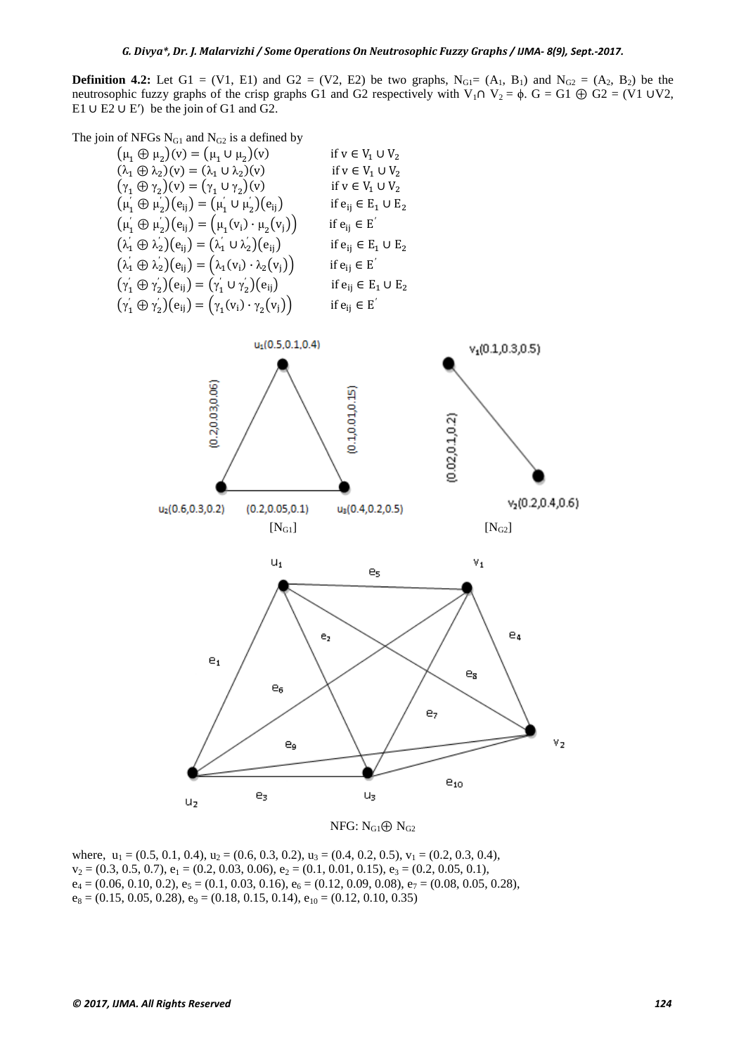**Definition 4.2:** Let G1 = (V1, E1) and G2 = (V2, E2) be two graphs, $N_{G1}$= ($A_1$, $B_1$) and $N_{G2}$ = ($A_2$, $B_2$) be the neutrosophic fuzzy graphs of the crisp graphs G1 and G2 respectively with $V_1 \cap V_2 = \phi$. G = G1 $\oplus$ G2 = (V1 ∪V2, E1 ∪ E2 ∪ E′) be the join of G1 and G2.

The join of NFGs $N_{G1}$ and $N_{G2}$ is a defined by

$$
\begin{array}{ll}
(\mu_1 \oplus \mu_2)(v) = (\mu_1 \cup \mu_2)(v) & \text{if } v \in V_1 \cup V_2 \\
(\lambda_1 \oplus \lambda_2)(v) = (\lambda_1 \cup \lambda_2)(v) & \text{if } v \in V_1 \cup V_2 \\
(\gamma_1 \oplus \gamma_2)(v) = (\gamma_1 \cup \gamma_2)(v) & \text{if } v \in V_1 \cup V_2 \\
(\mu_1' \oplus \mu_2')(e_{ij}) = (\mu_1' \cup \mu_2')(e_{ij}) & \text{if } e_{ij} \in E_1 \cup E_2 \\
(\mu_1' \oplus \mu_2')(e_{ij}) = (\mu_1(v_i) \cdot \mu_2(v_j)) & \text{if } e_{ij} \in E' \\
(\lambda_1' \oplus \lambda_2')(e_{ij}) = (\lambda_1' \cup \lambda_2')(e_{ij}) & \text{if } e_{ij} \in E_1 \cup E_2 \\
(\lambda_1' \oplus \lambda_2')(e_{ij}) = (\lambda_1(v_i) \cdot \lambda_2(v_j)) & \text{if } e_{ij} \in E' \\
(\gamma_1' \oplus \gamma_2')(e_{ij}) = (\gamma_1' \cup \gamma_2')(e_{ij}) & \text{if } e_{ij} \in E_1 \cup E_2 \\
(\gamma_1' \oplus \gamma_2')(e_{ij}) = (\gamma_1(v_i) \cdot \gamma_2(v_j)) & \text{if } e_{ij} \in E'
\end{array}
$$

[$N_{G1}$] [$N_{G2}$]

NFG: $N_{G1} \oplus N_{G2}$

where, $u_1$ = (0.5, 0.1, 0.4), $u_2$ = (0.6, 0.3, 0.2), $u_3$ = (0.4, 0.2, 0.5), $v_1$ = (0.2, 0.3, 0.4), $v_2$ = (0.3, 0.5, 0.7), $e_1$ = (0.2, 0.03, 0.06), $e_2$ = (0.1, 0.01, 0.15), $e_3$ = (0.2, 0.05, 0.1), $e_4$ = (0.06, 0.10, 0.2), $e_5$ = (0.1, 0.03, 0.16), $e_6$ = (0.12, 0.09, 0.08), $e_7$ = (0.08, 0.05, 0.28), $e_8$ = (0.15, 0.05, 0.28), $e_9$ = (0.18, 0.15, 0.14), $e_{10}$ = (0.12, 0.10, 0.35)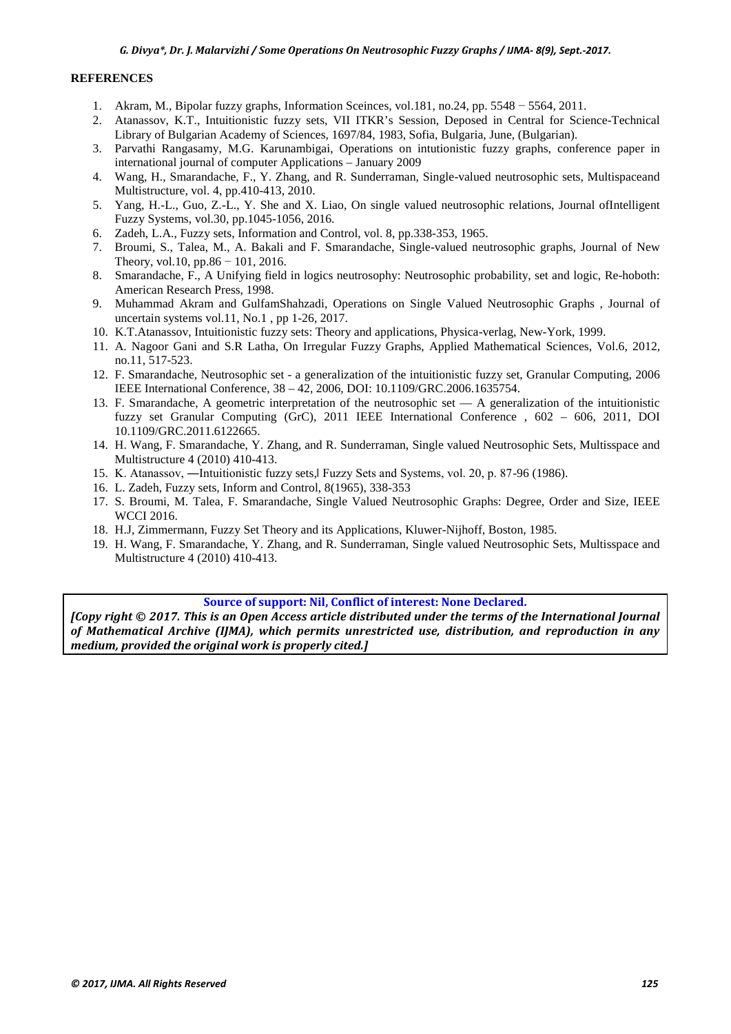## REFERENCES

1. Akram, M., Bipolar fuzzy graphs, Information Sceinces, vol.181, no.24, pp. 5548 − 5564, 2011.
2. Atanassov, K.T., Intuitionistic fuzzy sets, VII ITKR's Session, Deposed in Central for Science-Technical Library of Bulgarian Academy of Sciences, 1697/84, 1983, Sofia, Bulgaria, June, (Bulgarian).
3. Parvathi Rangasamy, M.G. Karunambigai, Operations on intutionistic fuzzy graphs, conference paper in international journal of computer Applications – January 2009
4. Wang, H., Smarandache, F., Y. Zhang, and R. Sunderraman, Single-valued neutrosophic sets, Multispaceand Multistructure, vol. 4, pp.410-413, 2010.
5. Yang, H.-L., Guo, Z.-L., Y. She and X. Liao, On single valued neutrosophic relations, Journal ofIntelligent Fuzzy Systems, vol.30, pp.1045-1056, 2016.
6. Zadeh, L.A., Fuzzy sets, Information and Control, vol. 8, pp.338-353, 1965.
7. Broumi, S., Talea, M., A. Bakali and F. Smarandache, Single-valued neutrosophic graphs, Journal of New Theory, vol.10, pp.86 − 101, 2016.
8. Smarandache, F., A Unifying field in logics neutrosophy: Neutrosophic probability, set and logic, Re-hoboth: American Research Press, 1998.
9. Muhammad Akram and GulfamShahzadi, Operations on Single Valued Neutrosophic Graphs , Journal of uncertain systems vol.11, No.1 , pp 1-26, 2017.
10. K.T.Atanassov, Intuitionistic fuzzy sets: Theory and applications, Physica-verlag, New-York, 1999.
11. A. Nagoor Gani and S.R Latha, On Irregular Fuzzy Graphs, Applied Mathematical Sciences, Vol.6, 2012, no.11, 517-523.
12. F. Smarandache, Neutrosophic set - a generalization of the intuitionistic fuzzy set, Granular Computing, 2006 IEEE International Conference, 38 – 42, 2006, DOI: 10.1109/GRC.2006.1635754.
13. F. Smarandache, A geometric interpretation of the neutrosophic set — A generalization of the intuitionistic fuzzy set Granular Computing (GrC), 2011 IEEE International Conference , 602 – 606, 2011, DOI 10.1109/GRC.2011.6122665.
14. H. Wang, F. Smarandache, Y. Zhang, and R. Sunderraman, Single valued Neutrosophic Sets, Multisspace and Multistructure 4 (2010) 410-413.
15. K. Atanassov, ―Intuitionistic fuzzy sets,‖ Fuzzy Sets and Systems, vol. 20, p. 87-96 (1986).
16. L. Zadeh, Fuzzy sets, Inform and Control, 8(1965), 338-353
17. S. Broumi, M. Talea, F. Smarandache, Single Valued Neutrosophic Graphs: Degree, Order and Size, IEEE WCCI 2016.
18. H.J, Zimmermann, Fuzzy Set Theory and its Applications, Kluwer-Nijhoff, Boston, 1985.
19. H. Wang, F. Smarandache, Y. Zhang, and R. Sunderraman, Single valued Neutrosophic Sets, Multisspace and Multistructure 4 (2010) 410-413.

**Source of support: Nil, Conflict of interest: None Declared.**

***[Copy right © 2017. This is an Open Access article distributed under the terms of the International Journal of Mathematical Archive (IJMA), which permits unrestricted use, distribution, and reproduction in any medium, provided the original work is properly cited.]***